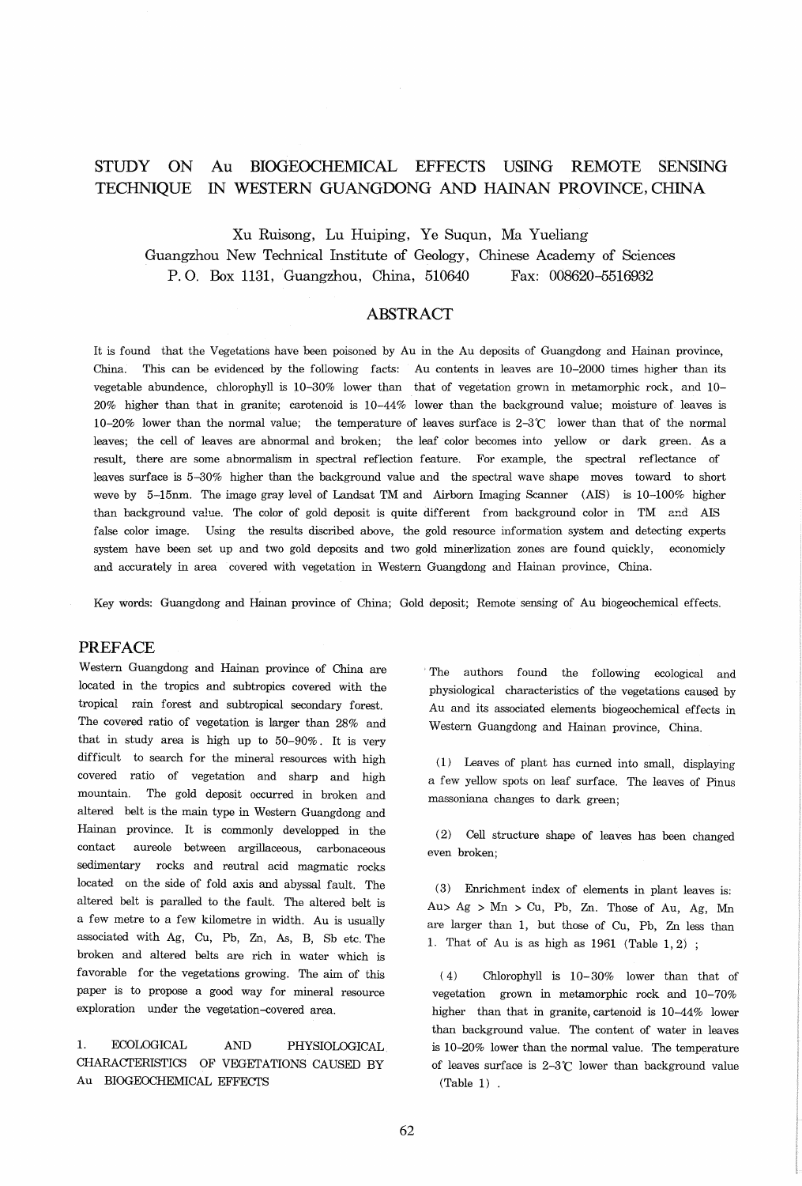# STUDY ON Au BIOGEOCHEMICAL EFFECTS USING REMOTE SENSING TECHNIQUE IN WESTERN GUANGDONG AND HAINAN PROVINCE, CHINA

Xu Ruisong, Lu Huiping, Ye Suqun, Ma Yueliang

Guangzhou New Technical Institute of Geology, Chinese Academy of Sciences

P. O. Box 1131, Guangzhou, China, 510640 Fax: 008620-5516932

## ABSTRACT

It is found that the Vegetations have been poisoned by Au in the Au deposits of Guangdong and Hainan province, China. This can be evidenced by the following facts: Au contents in leaves are 10–2000 times higher than its vegetable abundence, chlorophyll is 10–30% lower than that of vegetation grown in metamorphic rock, and 10–20% higher than that in granite; carotenoid is 10–44% lower than the background value; moisture of leaves is 10–20% lower than the normal value; the temperature of leaves surface is 2–3℃ lower than that of the normal leaves; the cell of leaves are abnormal and broken; the leaf color becomes into yellow or dark green. As a result, there are some abnormalism in spectral reflection feature. For example, the spectral reflectance of leaves surface is 5–30% higher than the background value and the spectral wave shape moves toward to short weve by 5–15nm. The image gray level of Landsat TM and Airborn Imaging Scanner (AIS) is 10–100% higher than background value. The color of gold deposit is quite different from background color in TM and AIS false color image. Using the results discribed above, the gold resource information system and detecting experts system have been set up and two gold deposits and two gold minerlization zones are found quickly, economicly and accurately in area covered with vegetation in Western Guangdong and Hainan province, China.

Key words: Guangdong and Hainan province of China; Gold deposit; Remote sensing of Au biogeochemical effects.

## PREFACE

Western Guangdong and Hainan province of China are located in the tropics and subtropics covered with the tropical rain forest and subtropical secondary forest. The covered ratio of vegetation is larger than 28% and that in study area is high up to 50-90%. It is very difficult to search for the mineral resources with high covered ratio of vegetation and sharp and high mountain. The gold deposit occurred in broken and altered belt is the main type in Western Guangdong and Hainan province. It is commonly developped in the contact aureole between argillaceous, carbonaceous sedimentary rocks and reutral acid magmatic rocks located on the side of fold axis and abyssal fault. The altered belt is paralled to the fault. The altered belt is a few metre to a few kilometre in width. Au is usually associated with Ag, Cu, Pb, Zn, As, B, Sb etc. The broken and altered belts are rich in water which is favorable for the vegetations growing. The aim of this paper is to propose a good way for mineral resource exploration under the vegetation-covered area.

## 1. ECOLOGICAL AND PHYSIOLOGICAL CHARACTERISTICS OF VEGETATIONS CAUSED BY Au BIOGEOCHEMICAL EFFECTS

The authors found the following ecological and physiological characteristics of the vegetations caused by Au and its associated elements biogeochemical effects in Western Guangdong and Hainan province, China.

(1) Leaves of plant has curned into small, displaying a few yellow spots on leaf surface. The leaves of Pinus massoniana changes to dark green;

(2) Cell structure shape of leaves has been changed even broken;

(3) Enrichment index of elements in plant leaves is: Au> Ag > Mn > Cu, Pb, Zn. Those of Au, Ag, Mn are larger than 1, but those of Cu, Pb, Zn less than 1. That of Au is as high as 1961 (Table 1, 2) ;

(4) Chlorophyll is 10–30% lower than that of vegetation grown in metamorphic rock and 10–70% higher than that in granite, cartenoid is 10–44% lower than background value. The content of water in leaves is 10–20% lower than the normal value. The temperature of leaves surface is 2–3℃ lower than background value (Table 1) .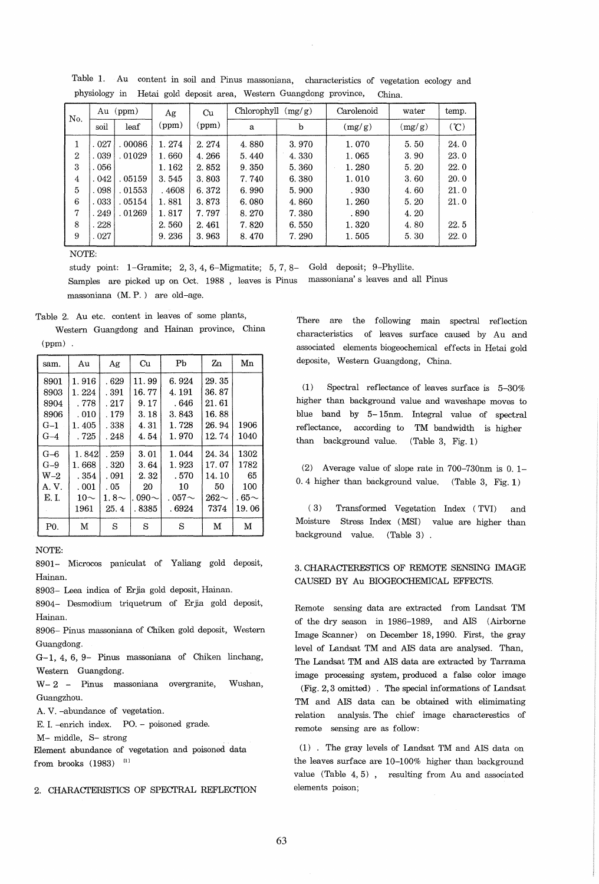Table 1. Au content in soil and Pinus massoniana, characteristics of vegetation ecology and physiology in Hetai gold deposit area, Western Guangdong province, China.

| No. | Au (ppm) | | Ag | Cu | Chlorophyll (mg/g) | | Carolenoid | water | temp. |
|---|---|---|---|---|---|---|---|---|---|
| | soil | leaf | (ppm) | (ppm) | a | b | (mg/g) | (mg/g) | (℃) |
| 1 | .027 | .00086 | 1.274 | 2.274 | 4.880 | 3.970 | 1.070 | 5.50 | 24.0 |
| 2 | .039 | .01029 | 1.660 | 4.266 | 5.440 | 4.330 | 1.065 | 3.90 | 23.0 |
| 3 | .056 | | 1.162 | 2.852 | 9.350 | 5.360 | 1.280 | 5.20 | 22.0 |
| 4 | .042 | .05159 | 3.545 | 3.803 | 7.740 | 6.380 | 1.010 | 3.60 | 20.0 |
| 5 | .098 | .01553 | .4608 | 6.372 | 6.990 | 5.900 | .930 | 4.60 | 21.0 |
| 6 | .033 | .05154 | 1.881 | 3.873 | 6.080 | 4.860 | 1.260 | 5.20 | 21.0 |
| 7 | .249 | .01269 | 1.817 | 7.797 | 8.270 | 7.380 | .890 | 4.20 | |
| 8 | .228 | | 2.560 | 2.461 | 7.820 | 6.550 | 1.320 | 4.80 | 22.5 |
| 9 | .027 | | 9.236 | 3.963 | 8.470 | 7.290 | 1.505 | 5.30 | 22.0 |

NOTE:

study point: 1–Gramite; 2, 3, 4, 6–Migmatite; 5, 7, 8– Gold deposit; 9–Phyllite.
Samples are picked up on Oct. 1988 , leaves is Pinus massoniana' s leaves and all Pinus massoniana (M. P. ) are old–age.

Table 2. Au etc. content in leaves of some plants, Western Guangdong and Hainan province, China (ppm) .

| sam. | Au | Ag | Cu | Pb | Zn | Mn |
|---|---|---|---|---|---|---|
| 8901 | 1.916 | .629 | 11.99 | 6.924 | 29.35 | |
| 8903 | 1.224 | .391 | 16.77 | 4.191 | 36.87 | |
| 8904 | .778 | .217 | 9.17 | .646 | 21.61 | |
| 8906 | .010 | .179 | 3.18 | 3.843 | 16.88 | |
| G–1 | 1.405 | .338 | 4.31 | 1.728 | 26.94 | 1906 |
| G–4 | .725 | .248 | 4.54 | 1.970 | 12.74 | 1040 |
| G–6 | 1.842 | .259 | 3.01 | 1.044 | 24.34 | 1302 |
| G–9 | 1.668 | .320 | 3.64 | 1.923 | 17.07 | 1782 |
| W–2 | .354 | .091 | 2.32 | .570 | 14.10 | 65 |
| A. V. | .001 | .05 | 20 | 10 | 50 | 100 |
| E. I. | 10~ 1961 | 1.8~ 25.4 | .090~ .8385 | .057~ .6924 | 262~ 7374 | .65~ 19.06 |
| PO. | M | S | S | S | M | M |

NOTE:

8901– Microcos paniculat of Yaliang gold deposit, Hainan.
8903– Leea indica of Erjia gold deposit, Hainan.
8904– Desmodium triquetrum of Erjia gold deposit, Hainan.
8906– Pinus massoniana of Chiken gold deposit, Western Guangdong.
G–1, 4, 6, 9– Pinus massoniana of Chiken linchang, Western Guangdong.
W– 2 – Pinus massoniana overgranite, Wushan, Guangzhou.
A. V. –abundance of vegetation.
E. I. –enrich index. PO. – poisoned grade.
M– middle, S– strong
Element abundance of vegetation and poisoned data from brooks (1983) [1]

## 2. CHARACTERISTICS OF SPECTRAL REFLECTION

There are the following main spectral reflection characteristics of leaves surface caused by Au and associated elements biogeochemical effects in Hetai gold deposite, Western Guangdong, China.

(1) Spectral reflectance of leaves surface is 5–30% higher than background value and waveshape moves to blue band by 5–15nm. Integral value of spectral reflectance, according to TM bandwidth is higher than background value. (Table 3, Fig. 1)

(2) Average value of slope rate in 700–730nm is 0.1–0.4 higher than background value. (Table 3, Fig. 1)

(3) Transformed Vegetation Index (TVI) and Moisture Stress Index (MSI) value are higher than background value. (Table 3) .

## 3. CHARACTERESTICS OF REMOTE SENSING IMAGE CAUSED BY Au BIOGEOCHEMICAL EFFECTS.

Remote sensing data are extracted from Landsat TM of the dry season in 1986–1989, and AIS (Airborne Image Scanner) on December 18, 1990. First, the gray level of Landsat TM and AIS data are analysed. Than, The Landsat TM and AIS data are extracted by Tarrama image processing system, produced a false color image (Fig. 2, 3 omitted) . The special informations of Landsat TM and AIS data can be obtained with elimimating relation analysis. The chief image characterestics of remote sensing are as follow:

(1) . The gray levels of Landsat TM and AIS data on the leaves surface are 10–100% higher than background value (Table 4, 5) , resulting from Au and associated elements poison;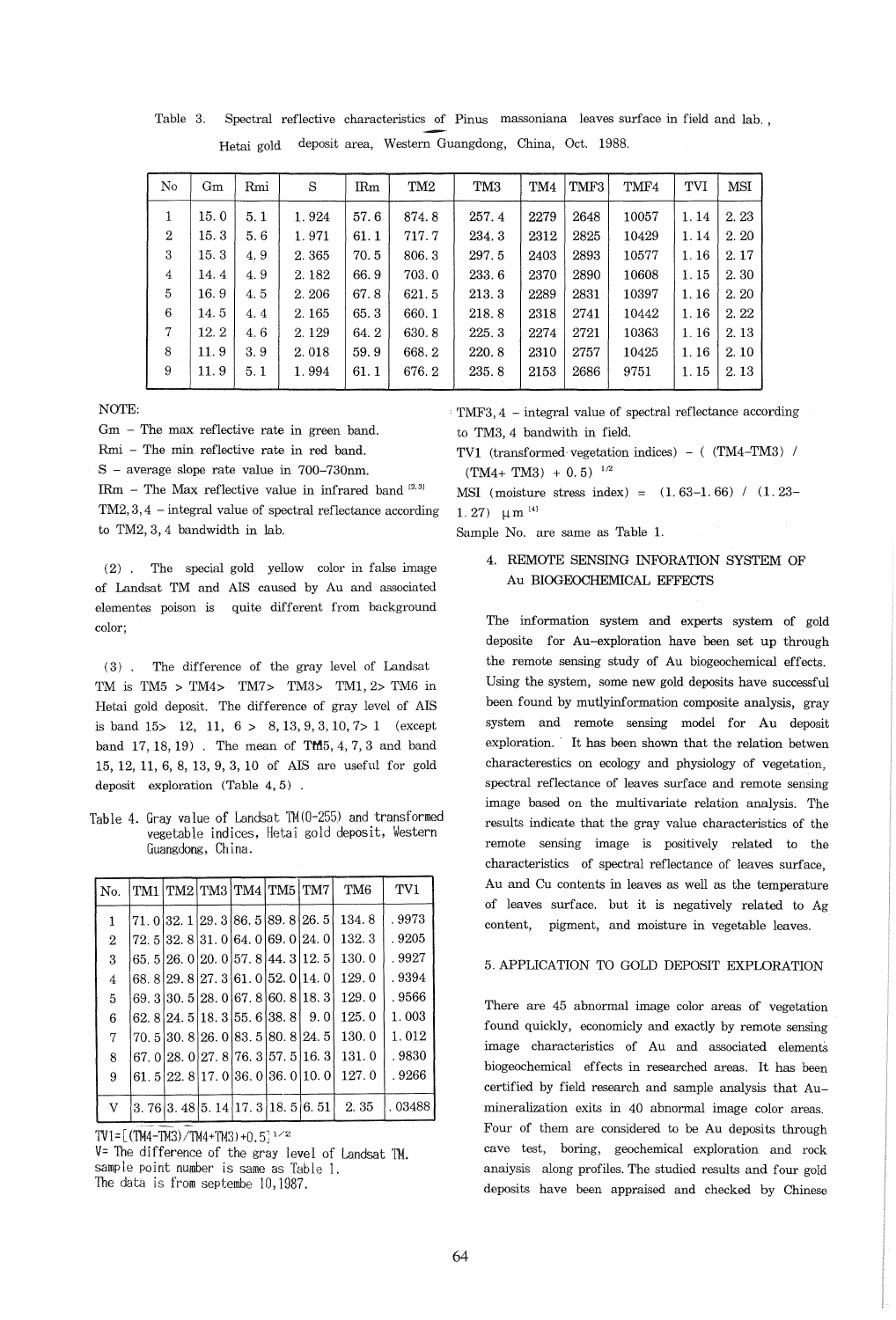Table 3. Spectral reflective characteristics of *Pinus massoniana* leaves surface in field and lab., Hetai gold deposit area, Western Guangdong, China, Oct. 1988.

| No | Gm | Rmi | S | IRm | TM2 | TM3 | TM4 | TMF3 | TMF4 | TVI | MSI |
|---|---|---|---|---|---|---|---|---|---|---|---|
| 1 | 15.0 | 5.1 | 1.924 | 57.6 | 874.8 | 257.4 | 2279 | 2648 | 10057 | 1.14 | 2.23 |
| 2 | 15.3 | 5.6 | 1.971 | 61.1 | 717.7 | 234.3 | 2312 | 2825 | 10429 | 1.14 | 2.20 |
| 3 | 15.3 | 4.9 | 2.365 | 70.5 | 806.3 | 297.5 | 2403 | 2893 | 10577 | 1.16 | 2.17 |
| 4 | 14.4 | 4.9 | 2.182 | 66.9 | 703.0 | 233.6 | 2370 | 2890 | 10608 | 1.15 | 2.30 |
| 5 | 16.9 | 4.5 | 2.206 | 67.8 | 621.5 | 213.3 | 2289 | 2831 | 10397 | 1.16 | 2.20 |
| 6 | 14.5 | 4.4 | 2.165 | 65.3 | 660.1 | 218.8 | 2318 | 2741 | 10442 | 1.16 | 2.22 |
| 7 | 12.2 | 4.6 | 2.129 | 64.2 | 630.8 | 225.3 | 2274 | 2721 | 10363 | 1.16 | 2.13 |
| 8 | 11.9 | 3.9 | 2.018 | 59.9 | 668.2 | 220.8 | 2310 | 2757 | 10425 | 1.16 | 2.10 |
| 9 | 11.9 | 5.1 | 1.994 | 61.1 | 676.2 | 235.8 | 2153 | 2686 | 9751 | 1.15 | 2.13 |

NOTE:
Gm – The max reflective rate in green band.
Rmi – The min reflective rate in red band.
S – average slope rate value in 700–730nm.
IRm – The Max reflective value in infrared band [2,3]
TM2, 3, 4 – integral value of spectral reflectance according to TM2, 3, 4 bandwidth in lab.
TMF3, 4 – integral value of spectral reflectance according to TM3, 4 bandwith in field.
TVI (transformed vegetation indices) – $((TM4-TM3)/(TM4+TM3)+0.5)^{1/2}$
MSI (moisture stress index) = $(1.63-1.66)/(1.23-1.27)$ μm [4]
Sample No. are same as Table 1.

(2). The special gold yellow color in false image of Landsat TM and AIS caused by Au and associated elementes poison is quite different from background color;

(3). The difference of the gray level of Landsat TM is TM5 > TM4> TM7> TM3> TM1, 2> TM6 in Hetai gold deposit. The difference of gray level of AIS is band 15> 12, 11, 6 > 8, 13, 9, 3, 10, 7> 1 (except band 17, 18, 19). The mean of TM5, 4, 7, 3 and band 15, 12, 11, 6, 8, 13, 9, 3, 10 of AIS are useful for gold deposit exploration (Table 4, 5).

Table 4. Gray value of Landsat TM (0-255) and transformed vegetable indices, Hetai gold deposit, Western Guangdong, China.

| No. | TM1 | TM2 | TM3 | TM4 | TM5 | TM7 | TM6 | TV1 |
|---|---|---|---|---|---|---|---|---|
| 1 | 71.0 | 32.1 | 29.3 | 86.5 | 89.8 | 26.5 | 134.8 | .9973 |
| 2 | 72.5 | 32.8 | 31.0 | 64.0 | 69.0 | 24.0 | 132.3 | .9205 |
| 3 | 65.5 | 26.0 | 20.0 | 57.8 | 44.3 | 12.5 | 130.0 | .9927 |
| 4 | 68.8 | 29.8 | 27.3 | 61.0 | 52.0 | 14.0 | 129.0 | .9394 |
| 5 | 69.3 | 30.5 | 28.0 | 67.8 | 60.8 | 18.3 | 129.0 | .9566 |
| 6 | 62.8 | 24.5 | 18.3 | 55.6 | 38.8 | 9.0 | 125.0 | 1.003 |
| 7 | 70.5 | 30.8 | 26.0 | 83.5 | 80.8 | 24.5 | 130.0 | 1.012 |
| 8 | 67.0 | 28.0 | 27.8 | 76.3 | 57.5 | 16.3 | 131.0 | .9830 |
| 9 | 61.5 | 22.8 | 17.0 | 36.0 | 36.0 | 10.0 | 127.0 | .9266 |
| V | 3.76 | 3.48 | 5.14 | 17.3 | 18.5 | 6.51 | 2.35 | .03488 |

$TV1=[(TM4-TM3)/(TM4+TM3)+0.5]^{1/2}$
V= The difference of the gray level of Landsat TM.
sample point number is same as Table 1.
The data is from septembe 10, 1987.

## 4. REMOTE SENSING INFORATION SYSTEM OF Au BIOGEOCHEMICAL EFFECTS

The information system and experts system of gold deposite for Au-exploration have been set up through the remote sensing study of Au biogeochemical effects. Using the system, some new gold deposits have successful been found by mutlyinformation composite analysis, gray system and remote sensing model for Au deposit exploration. It has been shown that the relation betwen characterestics on ecology and physiology of vegetation, spectral reflectance of leaves surface and remote sensing image based on the multivariate relation analysis. The results indicate that the gray value characteristics of the remote sensing image is positively related to the characteristics of spectral reflectance of leaves surface, Au and Cu contents in leaves as well as the temperature of leaves surface. but it is negatively related to Ag content, pigment, and moisture in vegetable leaves.

## 5. APPLICATION TO GOLD DEPOSIT EXPLORATION

There are 45 abnormal image color areas of vegetation found quickly, economicly and exactly by remote sensing image characteristics of Au and associated elements biogeochemical effects in researched areas. It has been certified by field research and sample analysis that Au-mineralization exits in 40 abnormal image color areas. Four of them are considered to be Au deposits through cave test, boring, geochemical exploration and rock anaiysis along profiles. The studied results and four gold deposits have been appraised and checked by Chinese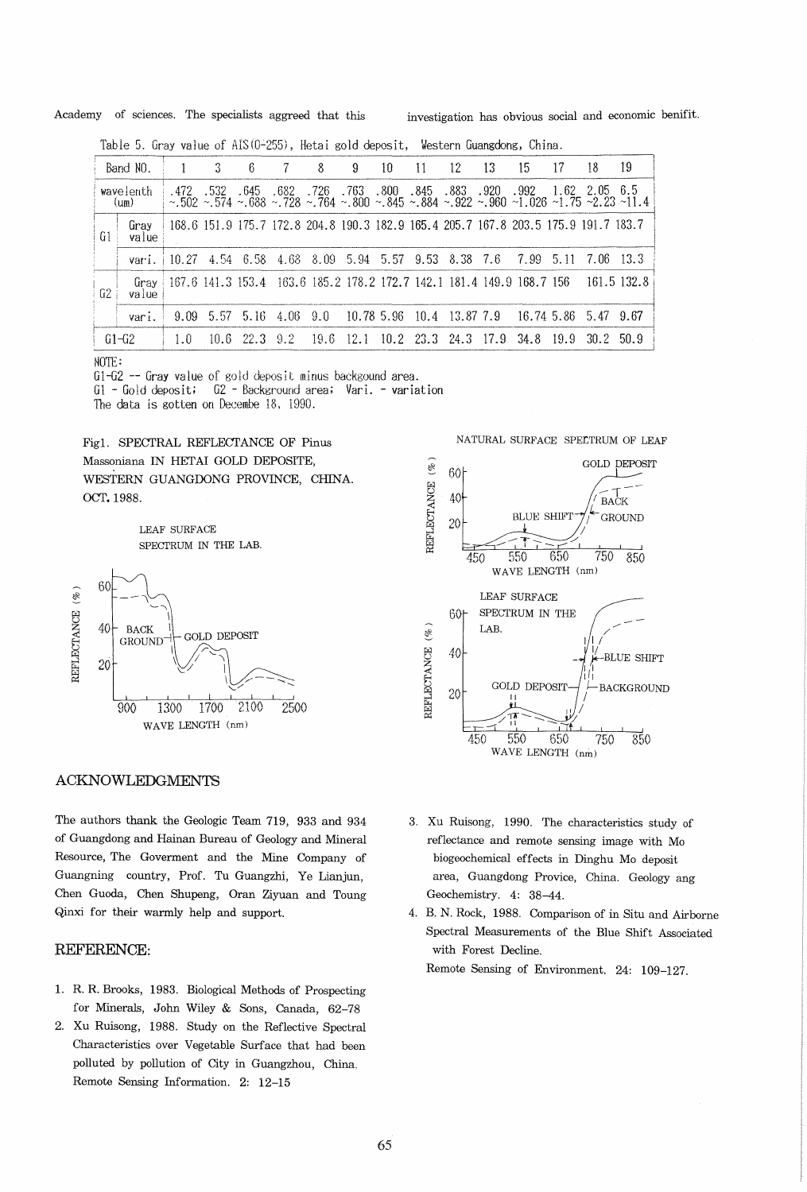Academy of sciences. The specialists aggreed that this investigation has obvious social and economic benifit.

Table 5. Gray value of AIS(0-255), Hetai gold deposit, Western Guangdong, China.

| Band NO. | | 1 | 3 | 6 | 7 | 8 | 9 | 10 | 11 | 12 | 13 | 15 | 17 | 18 | 19 |
|---|---|---|---|---|---|---|---|---|---|---|---|---|---|---|---|
| wavelenth (um) | | .472 ~.502 | .532 ~.574 | .645 ~.688 | .682 ~.728 | .726 ~.764 | .763 ~.800 | .800 ~.845 | .845 ~.884 | .883 ~.922 | .920 ~.960 | .992 ~1.026 | 1.62 ~1.75 | 2.05 ~2.23 | 6.5 ~11.4 |
| G1 | Gray value | 168.6 | 151.9 | 175.7 | 172.8 | 204.8 | 190.3 | 182.9 | 165.4 | 205.7 | 167.8 | 203.5 | 175.9 | 191.7 | 183.7 |
| | vari. | 10.27 | 4.54 | 6.58 | 4.68 | 8.09 | 5.94 | 5.57 | 9.53 | 8.38 | 7.6 | 7.99 | 5.11 | 7.06 | 13.3 |
| G2 | Gray value | 167.6 | 141.3 | 153.4 | 163.6 | 185.2 | 178.2 | 172.7 | 142.1 | 181.4 | 149.9 | 168.7 | 156 | 161.5 | 132.8 |
| | vari. | 9.09 | 5.57 | 5.16 | 4.06 | 9.0 | 10.78 | 5.96 | 10.4 | 13.87 | 7.9 | 16.74 | 5.86 | 5.47 | 9.67 |
| G1-G2 | | 1.0 | 10.6 | 22.3 | 9.2 | 19.6 | 12.1 | 10.2 | 23.3 | 24.3 | 17.9 | 34.8 | 19.9 | 30.2 | 50.9 |

NOTE:
G1-G2 -- Gray value of gold deposit minus backgound area.
G1 - Gold deposit; G2 - Background area; Vari. - variation
The data is gotten on Decembe 18, 1990.

Fig1. SPECTRAL REFLECTANCE OF Pinus Massoniana IN HETAI GOLD DEPOSITE, WESTERN GUANGDONG PROVINCE, CHINA. OCT. 1988.

LEAF SURFACE SPECTRUM IN THE LAB.
REFLECTANCE (%)
60
40
20
BACK GROUND
GOLD DEPOSIT
900 1300 1700 2100 2500
WAVE LENGTH (nm)

NATURAL SURFACE SPECTRUM OF LEAF
REFLECTANCE (%)
60
40
20
GOLD DEPOSIT
BACK GROUND
BLUE SHIFT
450 550 650 750 850
WAVE LENGTH (nm)

LEAF SURFACE SPECTRUM IN THE LAB.
REFLECTANCE (%)
60
40
20
BLUE SHIFT
GOLD DEPOSIT
BACKGROUND
450 550 650 750 850
WAVE LENGTH (nm)

## ACKNOWLEDGMENTS

The authors thank the Geologic Team 719, 933 and 934 of Guangdong and Hainan Bureau of Geology and Mineral Resource, The Goverment and the Mine Company of Guangning country, Prof. Tu Guangzhi, Ye Lianjun, Chen Guoda, Chen Shupeng, Oran Ziyuan and Toung Qinxi for their warmly help and support.

## REFERENCE:

1. R. R. Brooks, 1983. Biological Methods of Prospecting for Minerals, John Wiley & Sons, Canada, 62-78
2. Xu Ruisong, 1988. Study on the Reflective Spectral Characteristics over Vegetable Surface that had been polluted by pollution of City in Guangzhou, China. Remote Sensing Information. 2: 12-15
3. Xu Ruisong, 1990. The characteristics study of reflectance and remote sensing image with Mo biogeochemical effects in Dinghu Mo deposit area, Guangdong Provice, China. Geology ang Geochemistry. 4: 38-44.
4. B. N. Rock, 1988. Comparison of in Situ and Airborne Spectral Measurements of the Blue Shift Associated with Forest Decline. Remote Sensing of Environment. 24: 109-127.